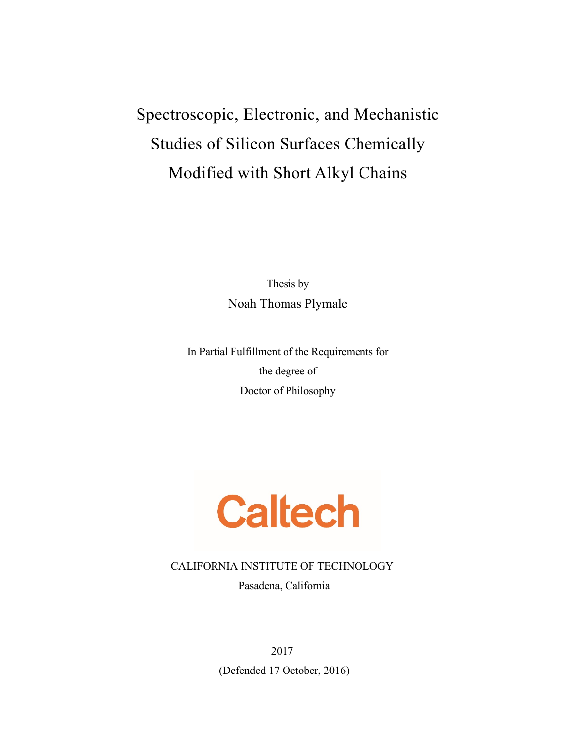# Spectroscopic, Electronic, and Mechanistic Studies of Silicon Surfaces Chemically Modified with Short Alkyl Chains

Thesis by

Noah Thomas Plymale

In Partial Fulfillment of the Requirements for

the degree of

Doctor of Philosophy

Caltech

CALIFORNIA INSTITUTE OF TECHNOLOGY

Pasadena, California

2017

(Defended 17 October, 2016)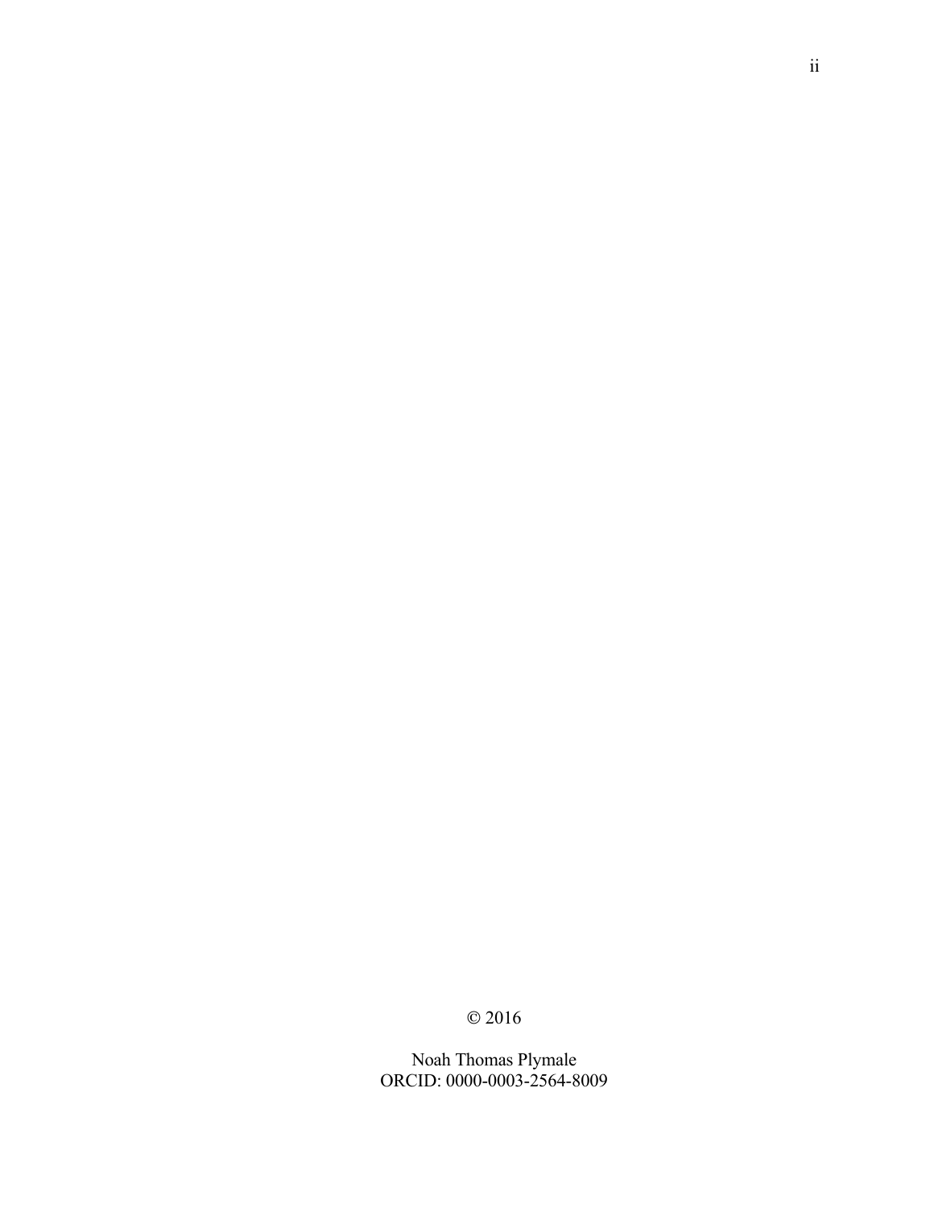© 2016

Noah Thomas Plymale
ORCID: 0000-0003-2564-8009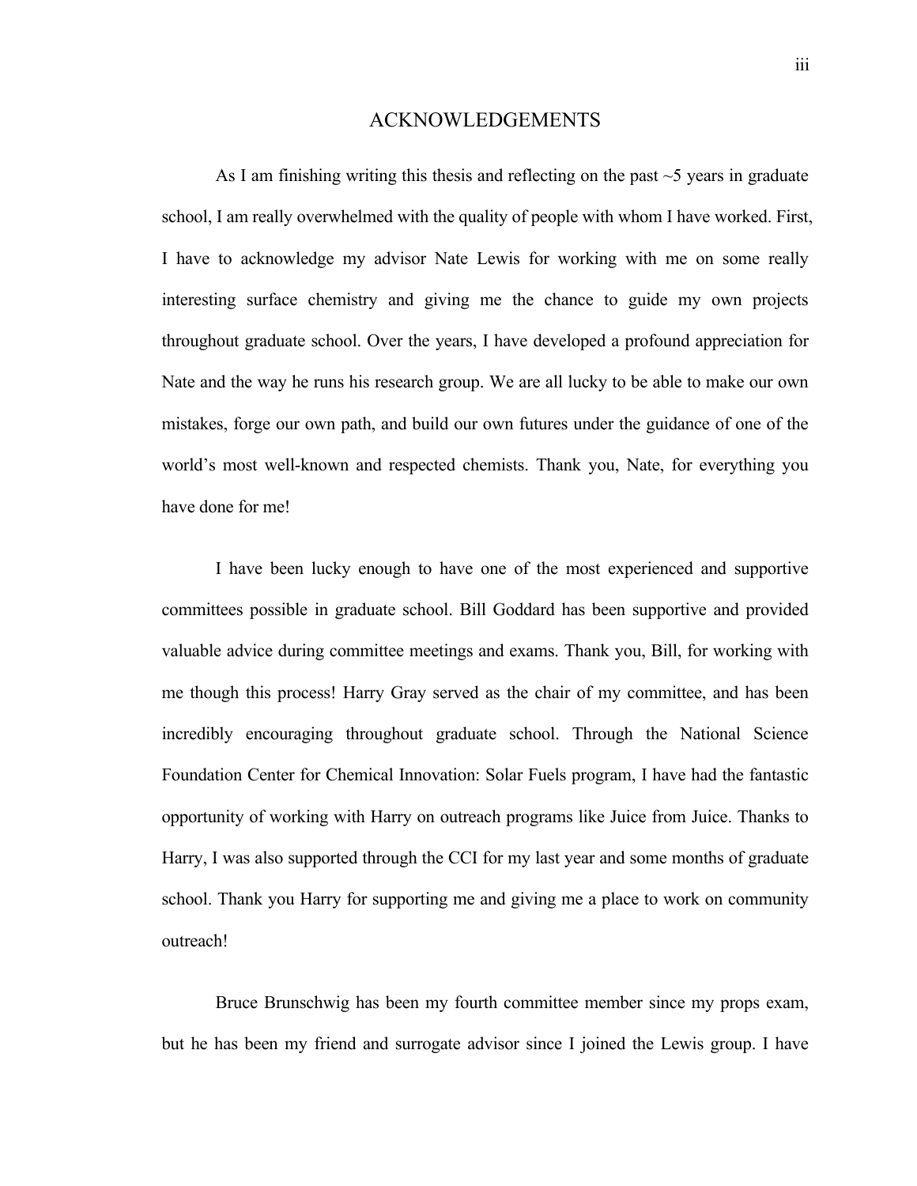# ACKNOWLEDGEMENTS

As I am finishing writing this thesis and reflecting on the past ~5 years in graduate school, I am really overwhelmed with the quality of people with whom I have worked. First, I have to acknowledge my advisor Nate Lewis for working with me on some really interesting surface chemistry and giving me the chance to guide my own projects throughout graduate school. Over the years, I have developed a profound appreciation for Nate and the way he runs his research group. We are all lucky to be able to make our own mistakes, forge our own path, and build our own futures under the guidance of one of the world's most well-known and respected chemists. Thank you, Nate, for everything you have done for me!

I have been lucky enough to have one of the most experienced and supportive committees possible in graduate school. Bill Goddard has been supportive and provided valuable advice during committee meetings and exams. Thank you, Bill, for working with me though this process! Harry Gray served as the chair of my committee, and has been incredibly encouraging throughout graduate school. Through the National Science Foundation Center for Chemical Innovation: Solar Fuels program, I have had the fantastic opportunity of working with Harry on outreach programs like Juice from Juice. Thanks to Harry, I was also supported through the CCI for my last year and some months of graduate school. Thank you Harry for supporting me and giving me a place to work on community outreach!

Bruce Brunschwig has been my fourth committee member since my props exam, but he has been my friend and surrogate advisor since I joined the Lewis group. I have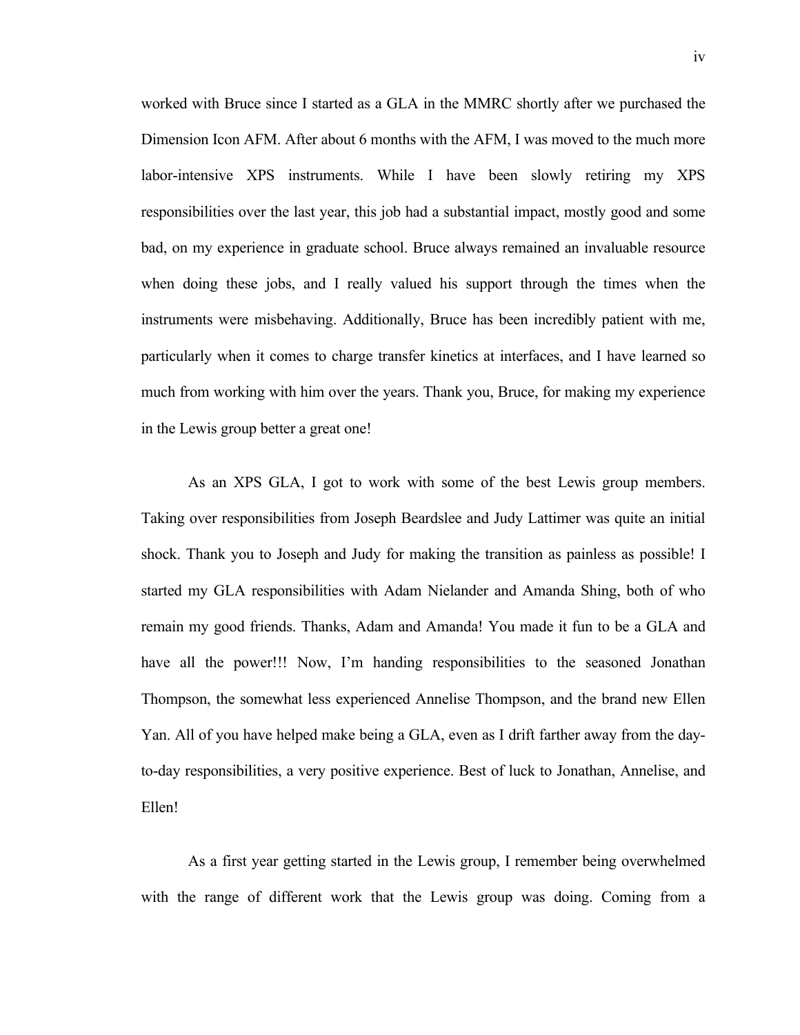worked with Bruce since I started as a GLA in the MMRC shortly after we purchased the Dimension Icon AFM. After about 6 months with the AFM, I was moved to the much more labor-intensive XPS instruments. While I have been slowly retiring my XPS responsibilities over the last year, this job had a substantial impact, mostly good and some bad, on my experience in graduate school. Bruce always remained an invaluable resource when doing these jobs, and I really valued his support through the times when the instruments were misbehaving. Additionally, Bruce has been incredibly patient with me, particularly when it comes to charge transfer kinetics at interfaces, and I have learned so much from working with him over the years. Thank you, Bruce, for making my experience in the Lewis group better a great one!

As an XPS GLA, I got to work with some of the best Lewis group members. Taking over responsibilities from Joseph Beardslee and Judy Lattimer was quite an initial shock. Thank you to Joseph and Judy for making the transition as painless as possible! I started my GLA responsibilities with Adam Nielander and Amanda Shing, both of who remain my good friends. Thanks, Adam and Amanda! You made it fun to be a GLA and have all the power!!! Now, I'm handing responsibilities to the seasoned Jonathan Thompson, the somewhat less experienced Annelise Thompson, and the brand new Ellen Yan. All of you have helped make being a GLA, even as I drift farther away from the day-to-day responsibilities, a very positive experience. Best of luck to Jonathan, Annelise, and Ellen!

As a first year getting started in the Lewis group, I remember being overwhelmed with the range of different work that the Lewis group was doing. Coming from a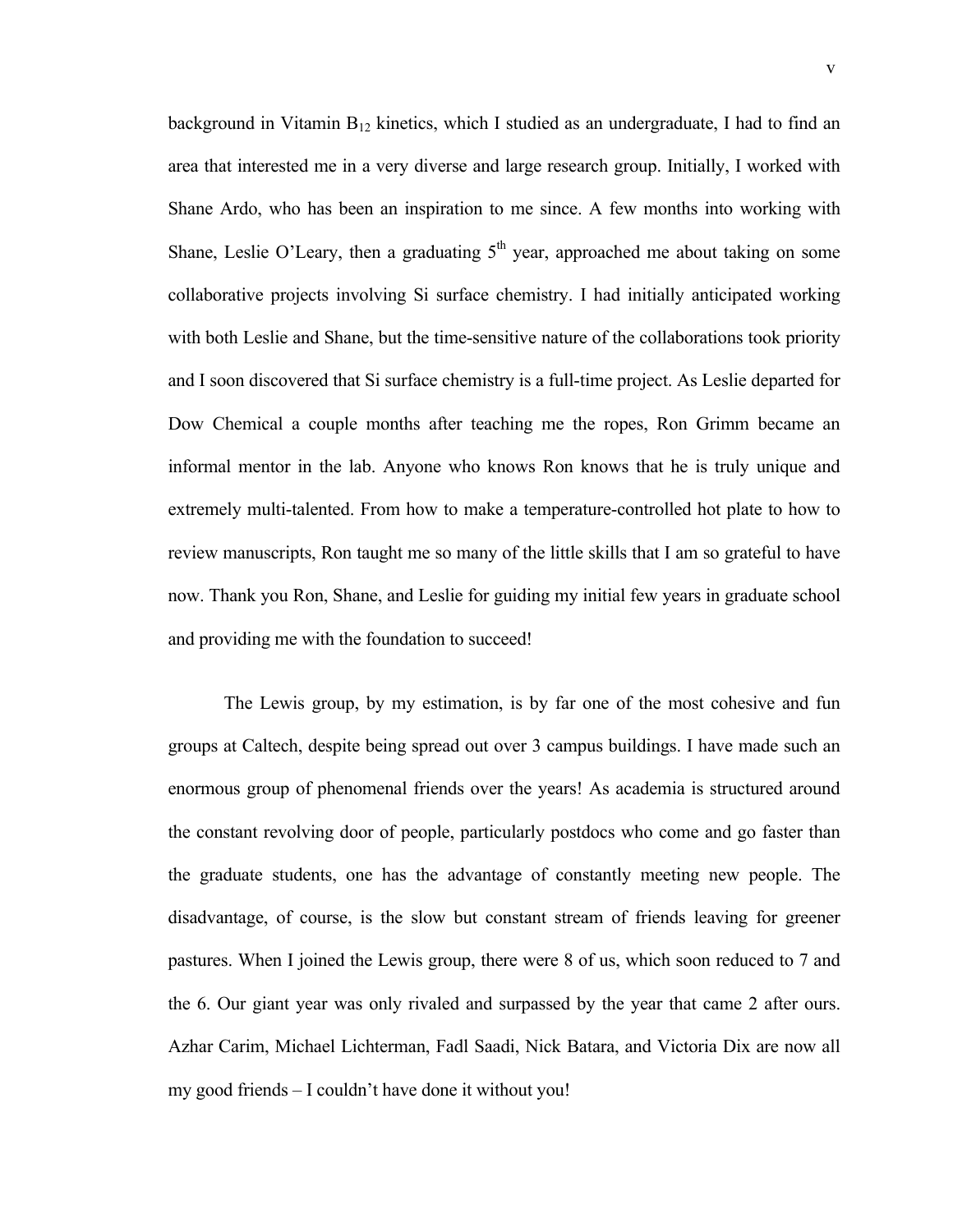background in Vitamin $B_{12}$ kinetics, which I studied as an undergraduate, I had to find an area that interested me in a very diverse and large research group. Initially, I worked with Shane Ardo, who has been an inspiration to me since. A few months into working with Shane, Leslie O'Leary, then a graduating 5th year, approached me about taking on some collaborative projects involving Si surface chemistry. I had initially anticipated working with both Leslie and Shane, but the time-sensitive nature of the collaborations took priority and I soon discovered that Si surface chemistry is a full-time project. As Leslie departed for Dow Chemical a couple months after teaching me the ropes, Ron Grimm became an informal mentor in the lab. Anyone who knows Ron knows that he is truly unique and extremely multi-talented. From how to make a temperature-controlled hot plate to how to review manuscripts, Ron taught me so many of the little skills that I am so grateful to have now. Thank you Ron, Shane, and Leslie for guiding my initial few years in graduate school and providing me with the foundation to succeed!

The Lewis group, by my estimation, is by far one of the most cohesive and fun groups at Caltech, despite being spread out over 3 campus buildings. I have made such an enormous group of phenomenal friends over the years! As academia is structured around the constant revolving door of people, particularly postdocs who come and go faster than the graduate students, one has the advantage of constantly meeting new people. The disadvantage, of course, is the slow but constant stream of friends leaving for greener pastures. When I joined the Lewis group, there were 8 of us, which soon reduced to 7 and the 6. Our giant year was only rivaled and surpassed by the year that came 2 after ours. Azhar Carim, Michael Lichterman, Fadl Saadi, Nick Batara, and Victoria Dix are now all my good friends – I couldn't have done it without you!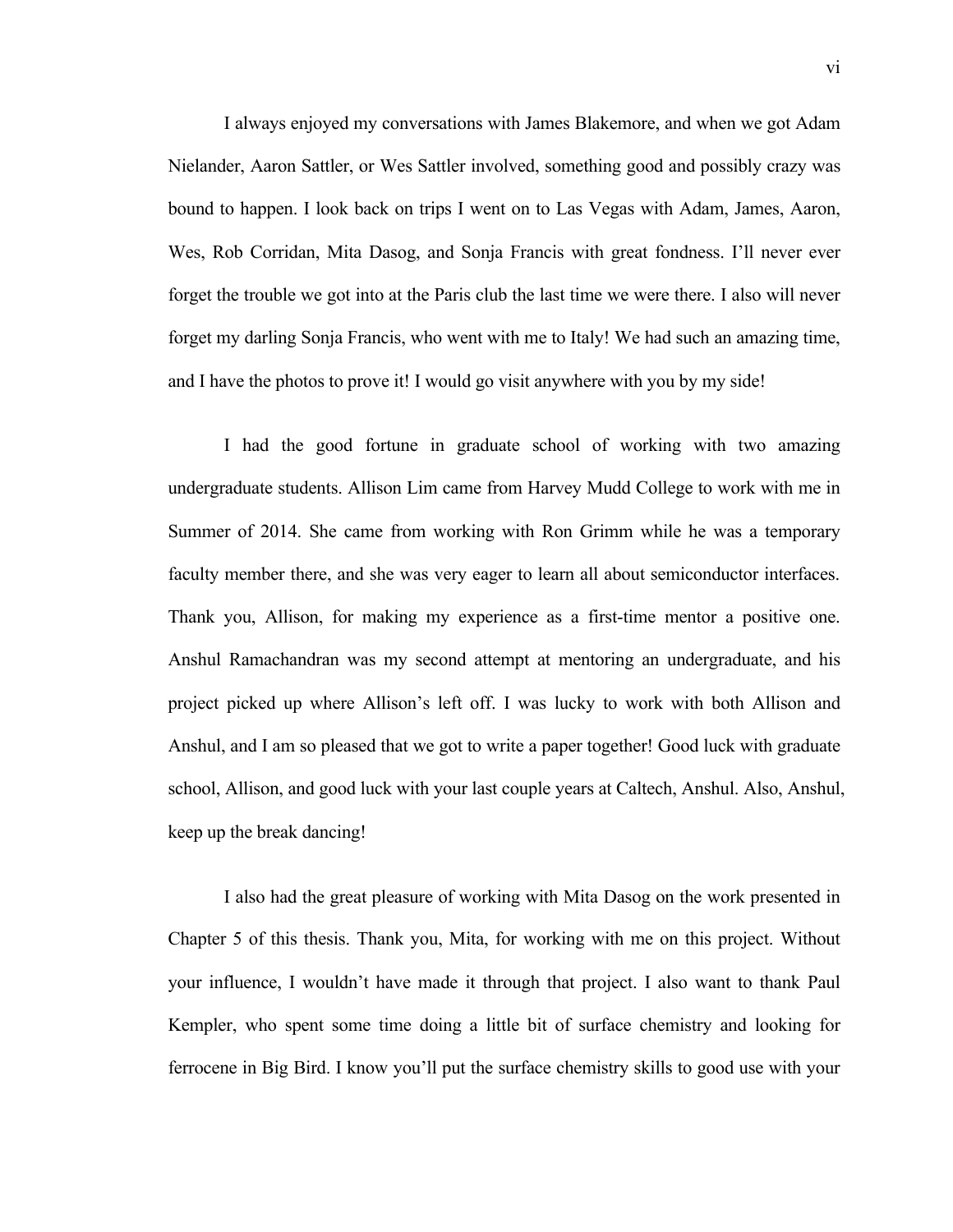I always enjoyed my conversations with James Blakemore, and when we got Adam Nielander, Aaron Sattler, or Wes Sattler involved, something good and possibly crazy was bound to happen. I look back on trips I went on to Las Vegas with Adam, James, Aaron, Wes, Rob Corridan, Mita Dasog, and Sonja Francis with great fondness. I'll never ever forget the trouble we got into at the Paris club the last time we were there. I also will never forget my darling Sonja Francis, who went with me to Italy! We had such an amazing time, and I have the photos to prove it! I would go visit anywhere with you by my side!

I had the good fortune in graduate school of working with two amazing undergraduate students. Allison Lim came from Harvey Mudd College to work with me in Summer of 2014. She came from working with Ron Grimm while he was a temporary faculty member there, and she was very eager to learn all about semiconductor interfaces. Thank you, Allison, for making my experience as a first-time mentor a positive one. Anshul Ramachandran was my second attempt at mentoring an undergraduate, and his project picked up where Allison's left off. I was lucky to work with both Allison and Anshul, and I am so pleased that we got to write a paper together! Good luck with graduate school, Allison, and good luck with your last couple years at Caltech, Anshul. Also, Anshul, keep up the break dancing!

I also had the great pleasure of working with Mita Dasog on the work presented in Chapter 5 of this thesis. Thank you, Mita, for working with me on this project. Without your influence, I wouldn't have made it through that project. I also want to thank Paul Kempler, who spent some time doing a little bit of surface chemistry and looking for ferrocene in Big Bird. I know you'll put the surface chemistry skills to good use with your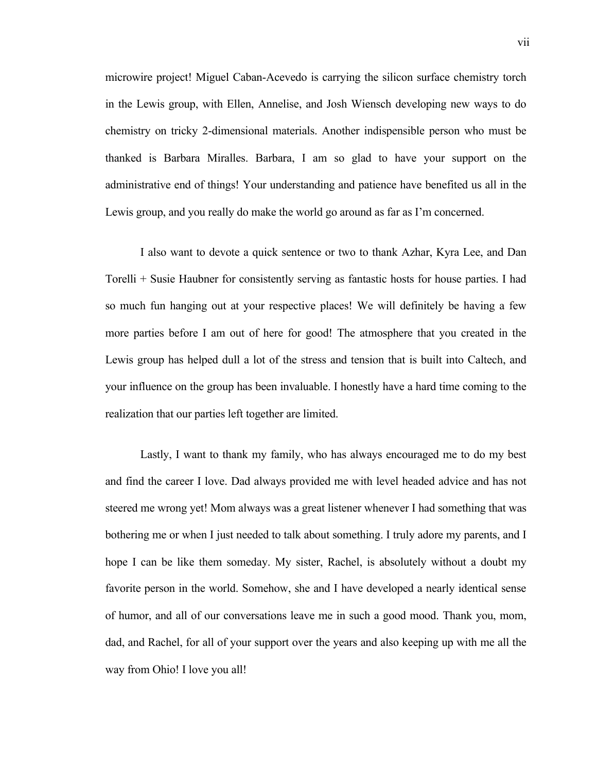microwire project! Miguel Caban-Acevedo is carrying the silicon surface chemistry torch in the Lewis group, with Ellen, Annelise, and Josh Wiensch developing new ways to do chemistry on tricky 2-dimensional materials. Another indispensible person who must be thanked is Barbara Miralles. Barbara, I am so glad to have your support on the administrative end of things! Your understanding and patience have benefited us all in the Lewis group, and you really do make the world go around as far as I'm concerned.

I also want to devote a quick sentence or two to thank Azhar, Kyra Lee, and Dan Torelli + Susie Haubner for consistently serving as fantastic hosts for house parties. I had so much fun hanging out at your respective places! We will definitely be having a few more parties before I am out of here for good! The atmosphere that you created in the Lewis group has helped dull a lot of the stress and tension that is built into Caltech, and your influence on the group has been invaluable. I honestly have a hard time coming to the realization that our parties left together are limited.

Lastly, I want to thank my family, who has always encouraged me to do my best and find the career I love. Dad always provided me with level headed advice and has not steered me wrong yet! Mom always was a great listener whenever I had something that was bothering me or when I just needed to talk about something. I truly adore my parents, and I hope I can be like them someday. My sister, Rachel, is absolutely without a doubt my favorite person in the world. Somehow, she and I have developed a nearly identical sense of humor, and all of our conversations leave me in such a good mood. Thank you, mom, dad, and Rachel, for all of your support over the years and also keeping up with me all the way from Ohio! I love you all!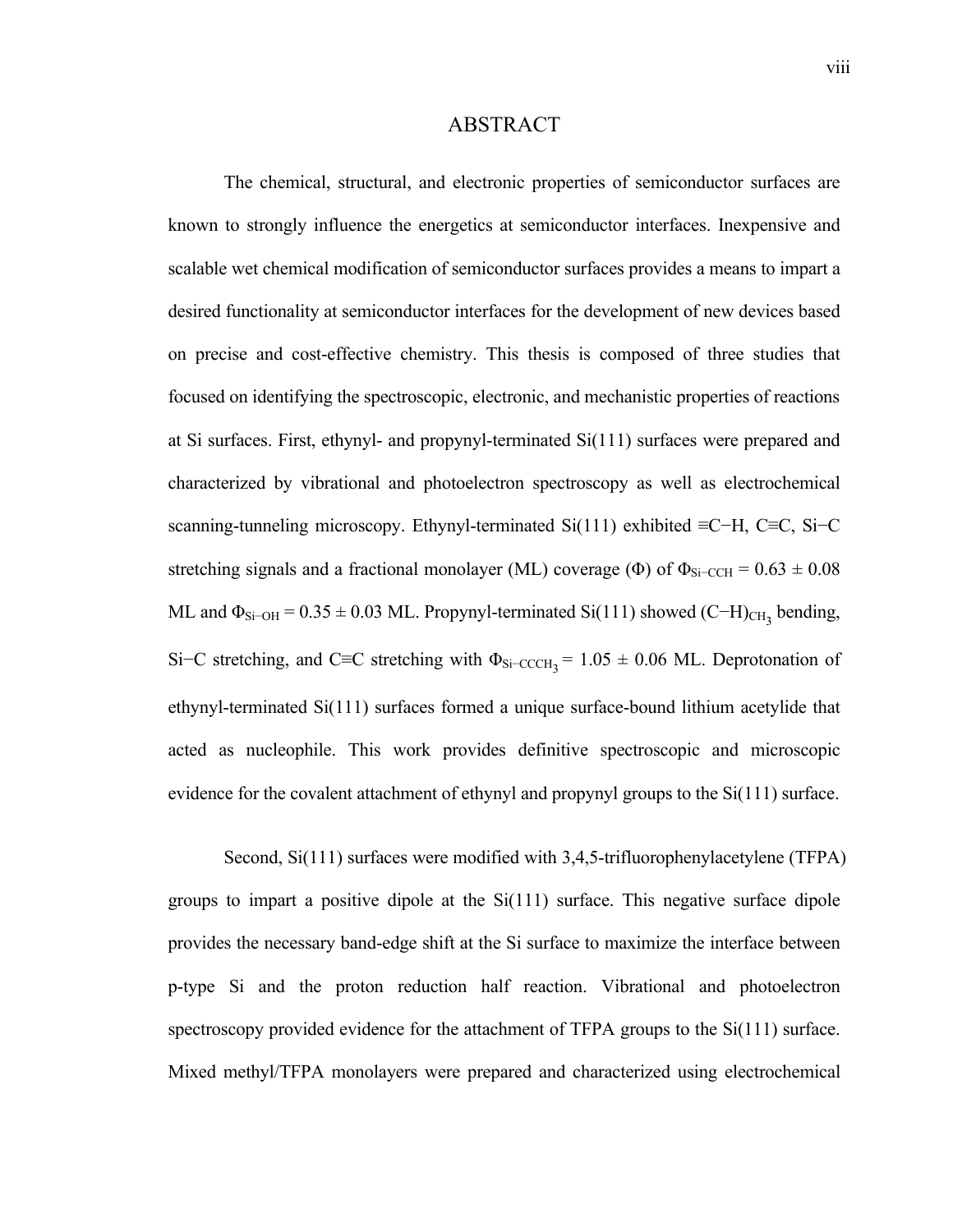# ABSTRACT

The chemical, structural, and electronic properties of semiconductor surfaces are known to strongly influence the energetics at semiconductor interfaces. Inexpensive and scalable wet chemical modification of semiconductor surfaces provides a means to impart a desired functionality at semiconductor interfaces for the development of new devices based on precise and cost-effective chemistry. This thesis is composed of three studies that focused on identifying the spectroscopic, electronic, and mechanistic properties of reactions at Si surfaces. First, ethynyl- and propynyl-terminated Si(111) surfaces were prepared and characterized by vibrational and photoelectron spectroscopy as well as electrochemical scanning-tunneling microscopy. Ethynyl-terminated Si(111) exhibited ≡C−H, C≡C, Si−C stretching signals and a fractional monolayer (ML) coverage ($\Phi$) of $\Phi_{\text{Si−CCH}} = 0.63 \pm 0.08$ ML and $\Phi_{\text{Si−OH}} = 0.35 \pm 0.03$ ML. Propynyl-terminated Si(111) showed $(\text{C−H})_{\text{CH}_3}$ bending, Si−C stretching, and C≡C stretching with $\Phi_{\text{Si−CCCH}_3} = 1.05 \pm 0.06$ ML. Deprotonation of ethynyl-terminated Si(111) surfaces formed a unique surface-bound lithium acetylide that acted as nucleophile. This work provides definitive spectroscopic and microscopic evidence for the covalent attachment of ethynyl and propynyl groups to the Si(111) surface.

Second, Si(111) surfaces were modified with 3,4,5-trifluorophenylacetylene (TFPA) groups to impart a positive dipole at the Si(111) surface. This negative surface dipole provides the necessary band-edge shift at the Si surface to maximize the interface between p-type Si and the proton reduction half reaction. Vibrational and photoelectron spectroscopy provided evidence for the attachment of TFPA groups to the Si(111) surface. Mixed methyl/TFPA monolayers were prepared and characterized using electrochemical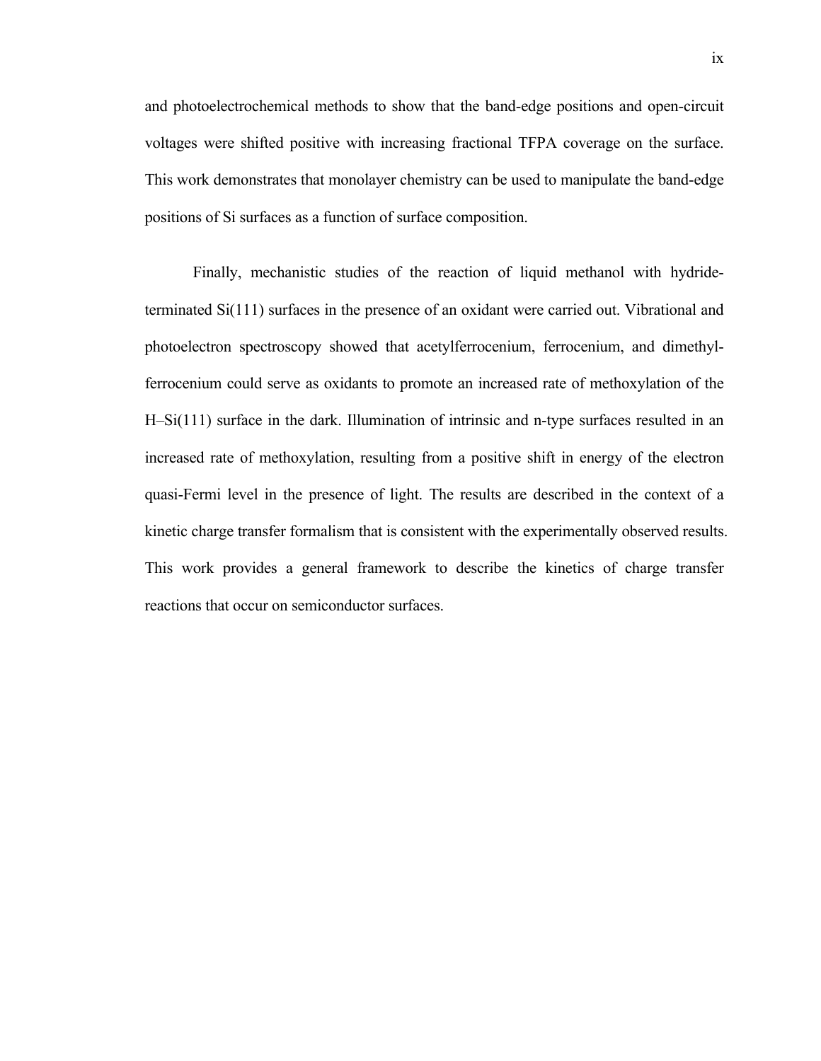and photoelectrochemical methods to show that the band-edge positions and open-circuit voltages were shifted positive with increasing fractional TFPA coverage on the surface. This work demonstrates that monolayer chemistry can be used to manipulate the band-edge positions of Si surfaces as a function of surface composition.

Finally, mechanistic studies of the reaction of liquid methanol with hydride-terminated Si(111) surfaces in the presence of an oxidant were carried out. Vibrational and photoelectron spectroscopy showed that acetylferrocenium, ferrocenium, and dimethylferrocenium could serve as oxidants to promote an increased rate of methoxylation of the H–Si(111) surface in the dark. Illumination of intrinsic and n-type surfaces resulted in an increased rate of methoxylation, resulting from a positive shift in energy of the electron quasi-Fermi level in the presence of light. The results are described in the context of a kinetic charge transfer formalism that is consistent with the experimentally observed results. This work provides a general framework to describe the kinetics of charge transfer reactions that occur on semiconductor surfaces.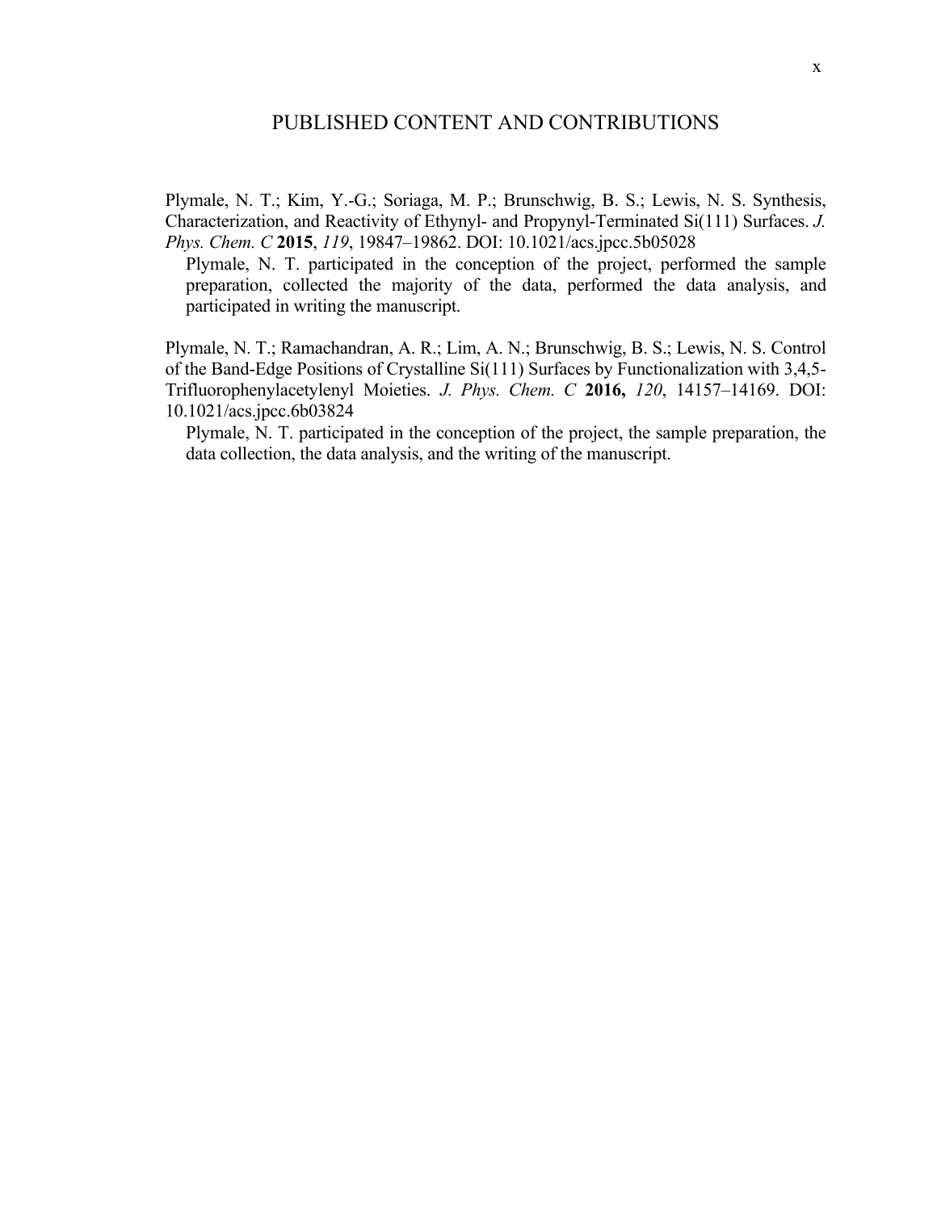# PUBLISHED CONTENT AND CONTRIBUTIONS

Plymale, N. T.; Kim, Y.-G.; Soriaga, M. P.; Brunschwig, B. S.; Lewis, N. S. Synthesis, Characterization, and Reactivity of Ethynyl- and Propynyl-Terminated Si(111) Surfaces. *J. Phys. Chem. C* **2015**, *119*, 19847–19862. DOI: 10.1021/acs.jpcc.5b05028

Plymale, N. T. participated in the conception of the project, performed the sample preparation, collected the majority of the data, performed the data analysis, and participated in writing the manuscript.

Plymale, N. T.; Ramachandran, A. R.; Lim, A. N.; Brunschwig, B. S.; Lewis, N. S. Control of the Band-Edge Positions of Crystalline Si(111) Surfaces by Functionalization with 3,4,5-Trifluorophenylacetylenyl Moieties. *J. Phys. Chem. C* **2016,** *120*, 14157–14169. DOI: 10.1021/acs.jpcc.6b03824

Plymale, N. T. participated in the conception of the project, the sample preparation, the data collection, the data analysis, and the writing of the manuscript.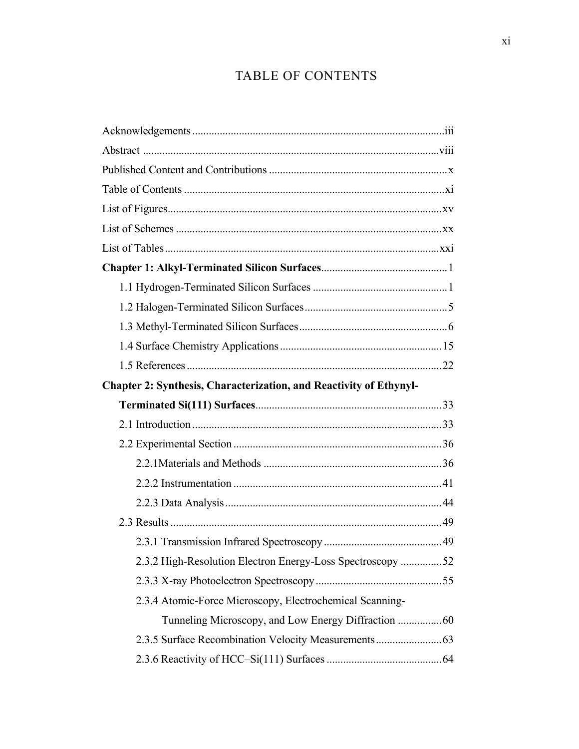# TABLE OF CONTENTS

Acknowledgements ..... iii

Abstract ..... viii

Published Content and Contributions ..... x

Table of Contents ..... xi

List of Figures ..... xv

List of Schemes ..... xx

List of Tables ..... xxi

**Chapter 1: Alkyl-Terminated Silicon Surfaces** ..... 1

- 1.1 Hydrogen-Terminated Silicon Surfaces ..... 1
- 1.2 Halogen-Terminated Silicon Surfaces ..... 5
- 1.3 Methyl-Terminated Silicon Surfaces ..... 6
- 1.4 Surface Chemistry Applications ..... 15
- 1.5 References ..... 22

**Chapter 2: Synthesis, Characterization, and Reactivity of Ethynyl-Terminated Si(111) Surfaces** ..... 33

- 2.1 Introduction ..... 33
- 2.2 Experimental Section ..... 36
  - 2.2.1Materials and Methods ..... 36
  - 2.2.2 Instrumentation ..... 41
  - 2.2.3 Data Analysis ..... 44
- 2.3 Results ..... 49
  - 2.3.1 Transmission Infrared Spectroscopy ..... 49
  - 2.3.2 High-Resolution Electron Energy-Loss Spectroscopy ..... 52
  - 2.3.3 X-ray Photoelectron Spectroscopy ..... 55
  - 2.3.4 Atomic-Force Microscopy, Electrochemical Scanning-Tunneling Microscopy, and Low Energy Diffraction ..... 60
  - 2.3.5 Surface Recombination Velocity Measurements ..... 63
  - 2.3.6 Reactivity of HCC–Si(111) Surfaces ..... 64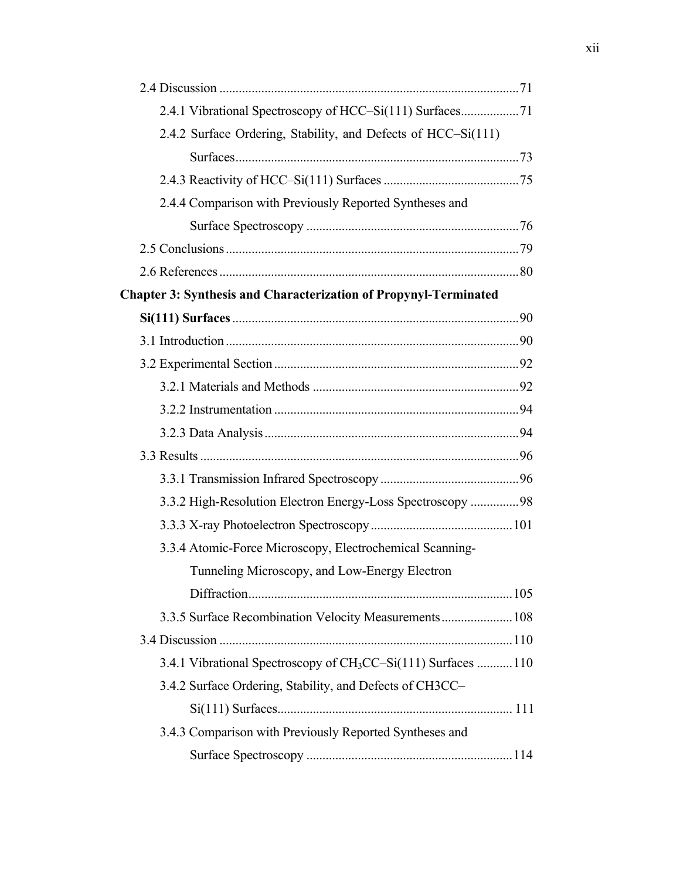2.4 Discussion ........................................................................................71

2.4.1 Vibrational Spectroscopy of HCC–Si(111) Surfaces..................71

2.4.2 Surface Ordering, Stability, and Defects of HCC–Si(111) Surfaces.......................................................................................73

2.4.3 Reactivity of HCC–Si(111) Surfaces ..........................................75

2.4.4 Comparison with Previously Reported Syntheses and Surface Spectroscopy .................................................................76

2.5 Conclusions..........................................................................................79

2.6 References............................................................................................80

**Chapter 3: Synthesis and Characterization of Propynyl-Terminated Si(111) Surfaces**........................................................................................90

3.1 Introduction..........................................................................................90

3.2 Experimental Section...........................................................................92

3.2.1 Materials and Methods ................................................................92

3.2.2 Instrumentation ............................................................................94

3.2.3 Data Analysis...............................................................................94

3.3 Results..................................................................................................96

3.3.1 Transmission Infrared Spectroscopy...........................................96

3.3.2 High-Resolution Electron Energy-Loss Spectroscopy ...............98

3.3.3 X-ray Photoelectron Spectroscopy............................................101

3.3.4 Atomic-Force Microscopy, Electrochemical Scanning-Tunneling Microscopy, and Low-Energy Electron Diffraction.................................................................................105

3.3.5 Surface Recombination Velocity Measurements......................108

3.4 Discussion ..........................................................................................110

3.4.1 Vibrational Spectroscopy of $CH_3CC$–Si(111) Surfaces ...........110

3.4.2 Surface Ordering, Stability, and Defects of CH3CC–Si(111) Surfaces........................................................................ 111

3.4.3 Comparison with Previously Reported Syntheses and Surface Spectroscopy ................................................................114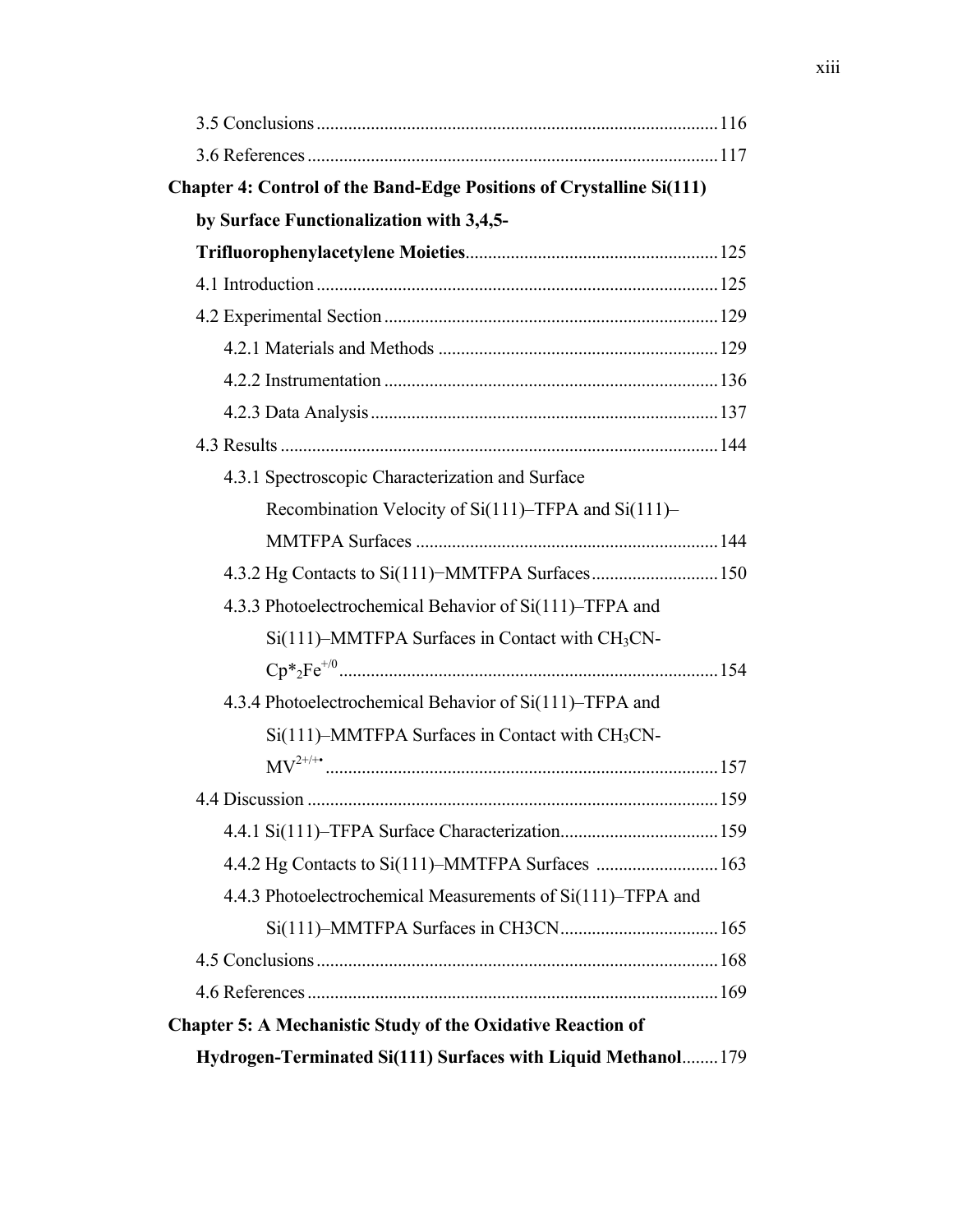3.5 Conclusions ........ 116

3.6 References ........ 117

**Chapter 4: Control of the Band-Edge Positions of Crystalline Si(111) by Surface Functionalization with 3,4,5-Trifluorophenylacetylene Moieties** ........ 125

4.1 Introduction ........ 125

4.2 Experimental Section ........ 129

4.2.1 Materials and Methods ........ 129

4.2.2 Instrumentation ........ 136

4.2.3 Data Analysis ........ 137

4.3 Results ........ 144

4.3.1 Spectroscopic Characterization and Surface Recombination Velocity of Si(111)–TFPA and Si(111)–MMTFPA Surfaces ........ 144

4.3.2 Hg Contacts to Si(111)−MMTFPA Surfaces ........ 150

4.3.3 Photoelectrochemical Behavior of Si(111)–TFPA and Si(111)–MMTFPA Surfaces in Contact with $CH_3CN$-$Cp^*_2Fe^{+/0}$ ........ 154

4.3.4 Photoelectrochemical Behavior of Si(111)–TFPA and Si(111)–MMTFPA Surfaces in Contact with $CH_3CN$-$MV^{2+/+\bullet}$ ........ 157

4.4 Discussion ........ 159

4.4.1 Si(111)–TFPA Surface Characterization ........ 159

4.4.2 Hg Contacts to Si(111)–MMTFPA Surfaces ........ 163

4.4.3 Photoelectrochemical Measurements of Si(111)–TFPA and Si(111)–MMTFPA Surfaces in CH3CN ........ 165

4.5 Conclusions ........ 168

4.6 References ........ 169

**Chapter 5: A Mechanistic Study of the Oxidative Reaction of Hydrogen-Terminated Si(111) Surfaces with Liquid Methanol** ........ 179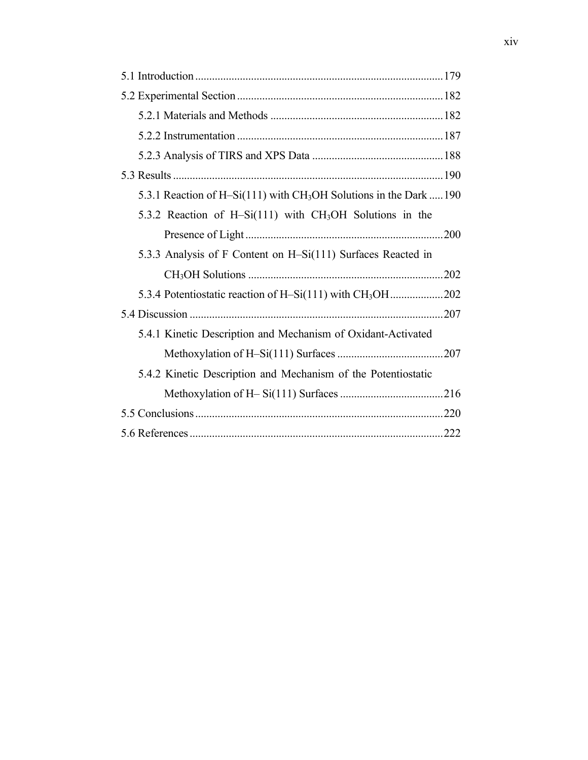5.1 Introduction ........................................................................................ 179

5.2 Experimental Section ......................................................................... 182

  5.2.1 Materials and Methods ............................................................. 182

  5.2.2 Instrumentation ......................................................................... 187

  5.2.3 Analysis of TIRS and XPS Data ............................................... 188

5.3 Results ................................................................................................ 190

  5.3.1 Reaction of H–Si(111) with $CH_3OH$ Solutions in the Dark ..... 190

  5.3.2 Reaction of H–Si(111) with $CH_3OH$ Solutions in the Presence of Light ....................................................................... 200

  5.3.3 Analysis of F Content on H–Si(111) Surfaces Reacted in $CH_3OH$ Solutions ...................................................................... 202

  5.3.4 Potentiostatic reaction of H–Si(111) with $CH_3OH$ ................... 202

5.4 Discussion ........................................................................................... 207

  5.4.1 Kinetic Description and Mechanism of Oxidant-Activated Methoxylation of H–Si(111) Surfaces ...................................... 207

  5.4.2 Kinetic Description and Mechanism of the Potentiostatic Methoxylation of H– Si(111) Surfaces ..................................... 216

5.5 Conclusions ......................................................................................... 220

5.6 References ........................................................................................... 222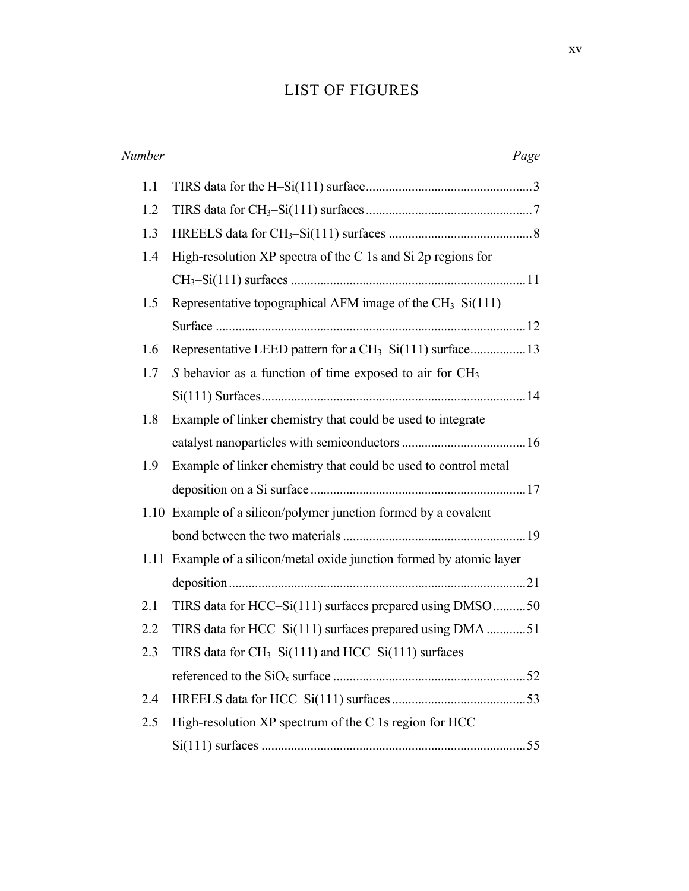# LIST OF FIGURES

| *Number* | | *Page* |
|---|---|---|
| 1.1 | TIRS data for the H–Si(111) surface | 3 |
| 1.2 | TIRS data for $CH_3$–Si(111) surfaces | 7 |
| 1.3 | HREELS data for $CH_3$–Si(111) surfaces | 8 |
| 1.4 | High-resolution XP spectra of the C 1s and Si 2p regions for $CH_3$–Si(111) surfaces | 11 |
| 1.5 | Representative topographical AFM image of the $CH_3$–Si(111) Surface | 12 |
| 1.6 | Representative LEED pattern for a $CH_3$–Si(111) surface | 13 |
| 1.7 | *S* behavior as a function of time exposed to air for $CH_3$–Si(111) Surfaces | 14 |
| 1.8 | Example of linker chemistry that could be used to integrate catalyst nanoparticles with semiconductors | 16 |
| 1.9 | Example of linker chemistry that could be used to control metal deposition on a Si surface | 17 |
| 1.10 | Example of a silicon/polymer junction formed by a covalent bond between the two materials | 19 |
| 1.11 | Example of a silicon/metal oxide junction formed by atomic layer deposition | 21 |
| 2.1 | TIRS data for HCC–Si(111) surfaces prepared using DMSO | 50 |
| 2.2 | TIRS data for HCC–Si(111) surfaces prepared using DMA | 51 |
| 2.3 | TIRS data for $CH_3$–Si(111) and HCC–Si(111) surfaces referenced to the $SiO_x$ surface | 52 |
| 2.4 | HREELS data for HCC–Si(111) surfaces | 53 |
| 2.5 | High-resolution XP spectrum of the C 1s region for HCC–Si(111) surfaces | 55 |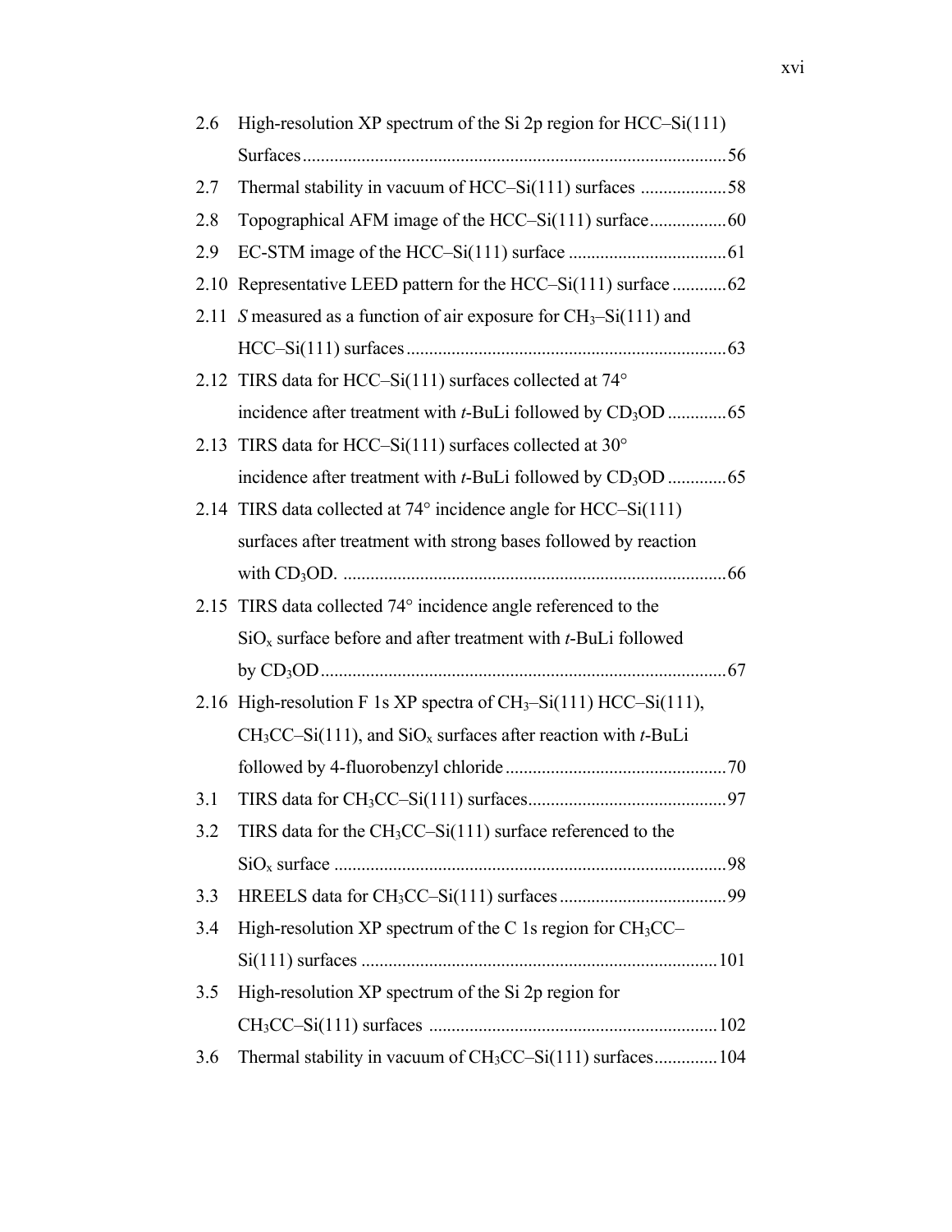2.6 High-resolution XP spectrum of the Si 2p region for HCC–Si(111) Surfaces ....... 56

2.7 Thermal stability in vacuum of HCC–Si(111) surfaces ....... 58

2.8 Topographical AFM image of the HCC–Si(111) surface ....... 60

2.9 EC-STM image of the HCC–Si(111) surface ....... 61

2.10 Representative LEED pattern for the HCC–Si(111) surface ....... 62

2.11 *S* measured as a function of air exposure for $CH_3$–Si(111) and HCC–Si(111) surfaces ....... 63

2.12 TIRS data for HCC–Si(111) surfaces collected at 74° incidence after treatment with *t*-BuLi followed by $CD_3OD$ ....... 65

2.13 TIRS data for HCC–Si(111) surfaces collected at 30° incidence after treatment with *t*-BuLi followed by $CD_3OD$ ....... 65

2.14 TIRS data collected at 74° incidence angle for HCC–Si(111) surfaces after treatment with strong bases followed by reaction with $CD_3OD$. ....... 66

2.15 TIRS data collected 74° incidence angle referenced to the $SiO_x$ surface before and after treatment with *t*-BuLi followed by $CD_3OD$ ....... 67

2.16 High-resolution F 1s XP spectra of $CH_3$–Si(111) HCC–Si(111), $CH_3CC$–Si(111), and $SiO_x$ surfaces after reaction with *t*-BuLi followed by 4-fluorobenzyl chloride ....... 70

3.1 TIRS data for $CH_3CC$–Si(111) surfaces ....... 97

3.2 TIRS data for the $CH_3CC$–Si(111) surface referenced to the $SiO_x$ surface ....... 98

3.3 HREELS data for $CH_3CC$–Si(111) surfaces ....... 99

3.4 High-resolution XP spectrum of the C 1s region for $CH_3CC$–Si(111) surfaces ....... 101

3.5 High-resolution XP spectrum of the Si 2p region for $CH_3CC$–Si(111) surfaces ....... 102

3.6 Thermal stability in vacuum of $CH_3CC$–Si(111) surfaces ....... 104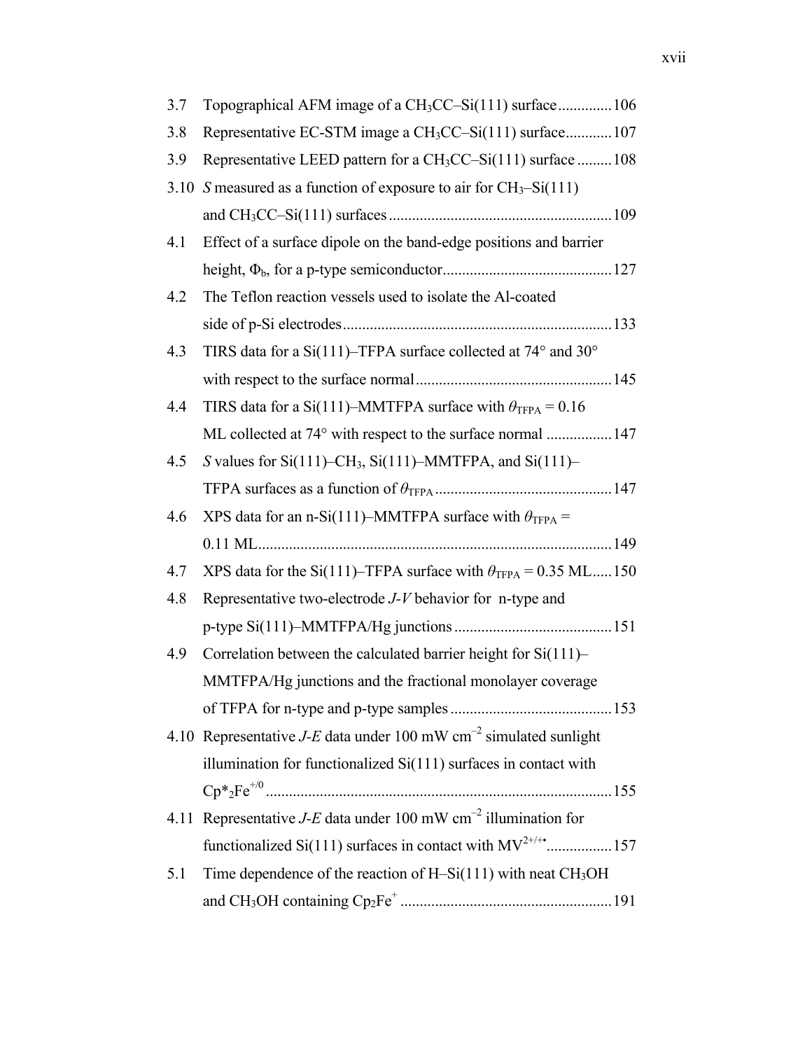3.7 Topographical AFM image of a $CH_3CC$–Si(111) surface .............. 106

3.8 Representative EC-STM image a $CH_3CC$–Si(111) surface ............ 107

3.9 Representative LEED pattern for a $CH_3CC$–Si(111) surface ......... 108

3.10 $S$ measured as a function of exposure to air for $CH_3$–Si(111) and $CH_3CC$–Si(111) surfaces .......................................................... 109

4.1 Effect of a surface dipole on the band-edge positions and barrier height, $\Phi_b$, for a p-type semiconductor ............................................ 127

4.2 The Teflon reaction vessels used to isolate the Al-coated side of p-Si electrodes ...................................................................... 133

4.3 TIRS data for a Si(111)–TFPA surface collected at 74° and 30° with respect to the surface normal ................................................... 145

4.4 TIRS data for a Si(111)–MMTFPA surface with $\theta_{TFPA}$ = 0.16 ML collected at 74° with respect to the surface normal ................. 147

4.5 $S$ values for Si(111)–$CH_3$, Si(111)–MMTFPA, and Si(111)–TFPA surfaces as a function of $\theta_{TFPA}$ .............................................. 147

4.6 XPS data for an n-Si(111)–MMTFPA surface with $\theta_{TFPA}$ = 0.11 ML ............................................................................................ 149

4.7 XPS data for the Si(111)–TFPA surface with $\theta_{TFPA}$ = 0.35 ML ..... 150

4.8 Representative two-electrode $J$-$V$ behavior for n-type and p-type Si(111)–MMTFPA/Hg junctions ......................................... 151

4.9 Correlation between the calculated barrier height for Si(111)–MMTFPA/Hg junctions and the fractional monolayer coverage of TFPA for n-type and p-type samples .......................................... 153

4.10 Representative $J$-$E$ data under 100 mW $cm^{-2}$ simulated sunlight illumination for functionalized Si(111) surfaces in contact with $Cp^*_2Fe^{+/0}$ ......................................................................................... 155

4.11 Representative $J$-$E$ data under 100 mW $cm^{-2}$ illumination for functionalized Si(111) surfaces in contact with $MV^{2+/+\bullet}$ ................. 157

5.1 Time dependence of the reaction of H–Si(111) with neat $CH_3OH$ and $CH_3OH$ containing $Cp_2Fe^+$ ....................................................... 191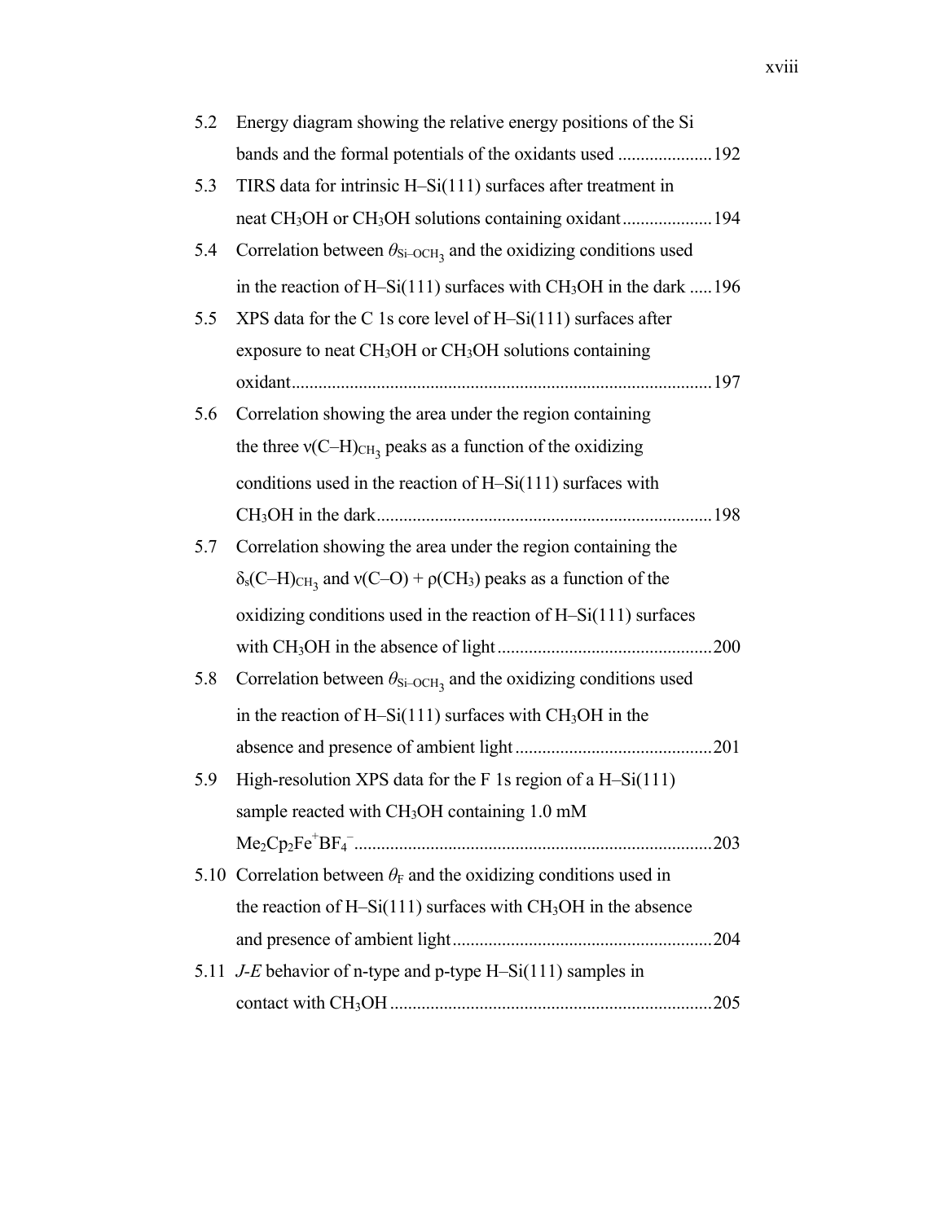5.2 Energy diagram showing the relative energy positions of the Si bands and the formal potentials of the oxidants used .....................192

5.3 TIRS data for intrinsic H–Si(111) surfaces after treatment in neat $CH_3OH$ or $CH_3OH$ solutions containing oxidant....................194

5.4 Correlation between $\theta_{Si–OCH_3}$ and the oxidizing conditions used in the reaction of H–Si(111) surfaces with $CH_3OH$ in the dark .....196

5.5 XPS data for the C 1s core level of H–Si(111) surfaces after exposure to neat $CH_3OH$ or $CH_3OH$ solutions containing oxidant.............................................................................................197

5.6 Correlation showing the area under the region containing the three $\nu(C–H)_{CH_3}$ peaks as a function of the oxidizing conditions used in the reaction of H–Si(111) surfaces with $CH_3OH$ in the dark..........................................................................198

5.7 Correlation showing the area under the region containing the $\delta_s(C–H)_{CH_3}$ and $\nu(C–O) + \rho(CH_3)$ peaks as a function of the oxidizing conditions used in the reaction of H–Si(111) surfaces with $CH_3OH$ in the absence of light................................................200

5.8 Correlation between $\theta_{Si–OCH_3}$ and the oxidizing conditions used in the reaction of H–Si(111) surfaces with $CH_3OH$ in the absence and presence of ambient light............................................201

5.9 High-resolution XPS data for the F 1s region of a H–Si(111) sample reacted with $CH_3OH$ containing 1.0 mM $Me_2Cp_2Fe^+BF_4^-$................................................................................203

5.10 Correlation between $\theta_F$ and the oxidizing conditions used in the reaction of H–Si(111) surfaces with $CH_3OH$ in the absence and presence of ambient light..........................................................204

5.11 *J-E* behavior of n-type and p-type H–Si(111) samples in contact with $CH_3OH$ ........................................................................205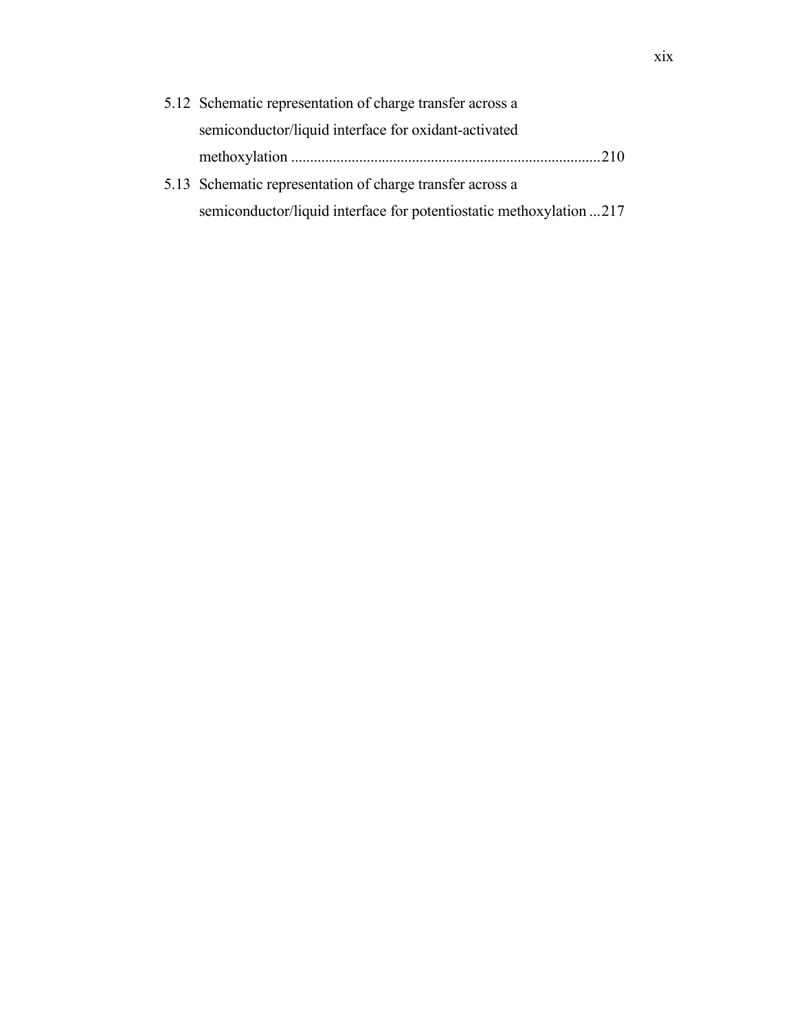5.12 Schematic representation of charge transfer across a semiconductor/liquid interface for oxidant-activated methoxylation ..........210

5.13 Schematic representation of charge transfer across a semiconductor/liquid interface for potentiostatic methoxylation ...217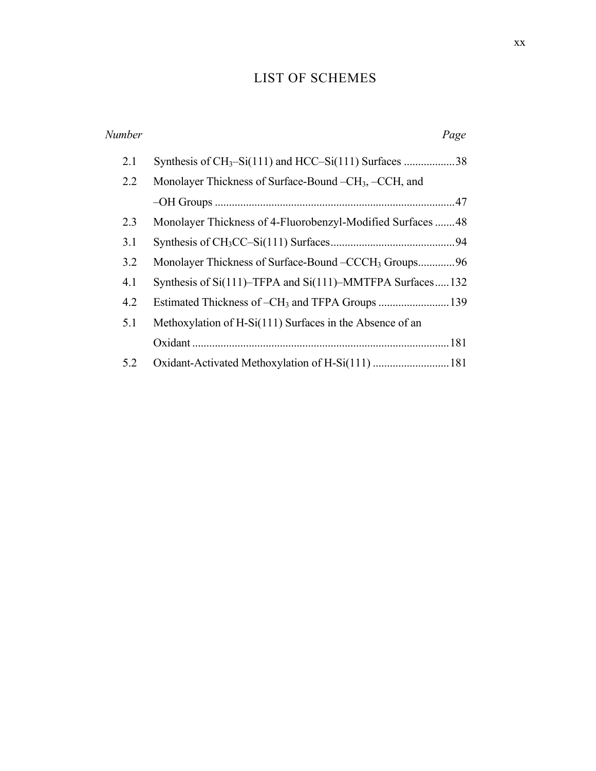# LIST OF SCHEMES

| *Number* | | *Page* |
|---|---|---|
| 2.1 | Synthesis of $CH_3$–Si(111) and HCC–Si(111) Surfaces | 38 |
| 2.2 | Monolayer Thickness of Surface-Bound –$CH_3$, –CCH, and –OH Groups | 47 |
| 2.3 | Monolayer Thickness of 4-Fluorobenzyl-Modified Surfaces | 48 |
| 3.1 | Synthesis of $CH_3$CC–Si(111) Surfaces | 94 |
| 3.2 | Monolayer Thickness of Surface-Bound –CC$CH_3$ Groups | 96 |
| 4.1 | Synthesis of Si(111)–TFPA and Si(111)–MMTFPA Surfaces | 132 |
| 4.2 | Estimated Thickness of –$CH_3$ and TFPA Groups | 139 |
| 5.1 | Methoxylation of H-Si(111) Surfaces in the Absence of an Oxidant | 181 |
| 5.2 | Oxidant-Activated Methoxylation of H-Si(111) | 181 |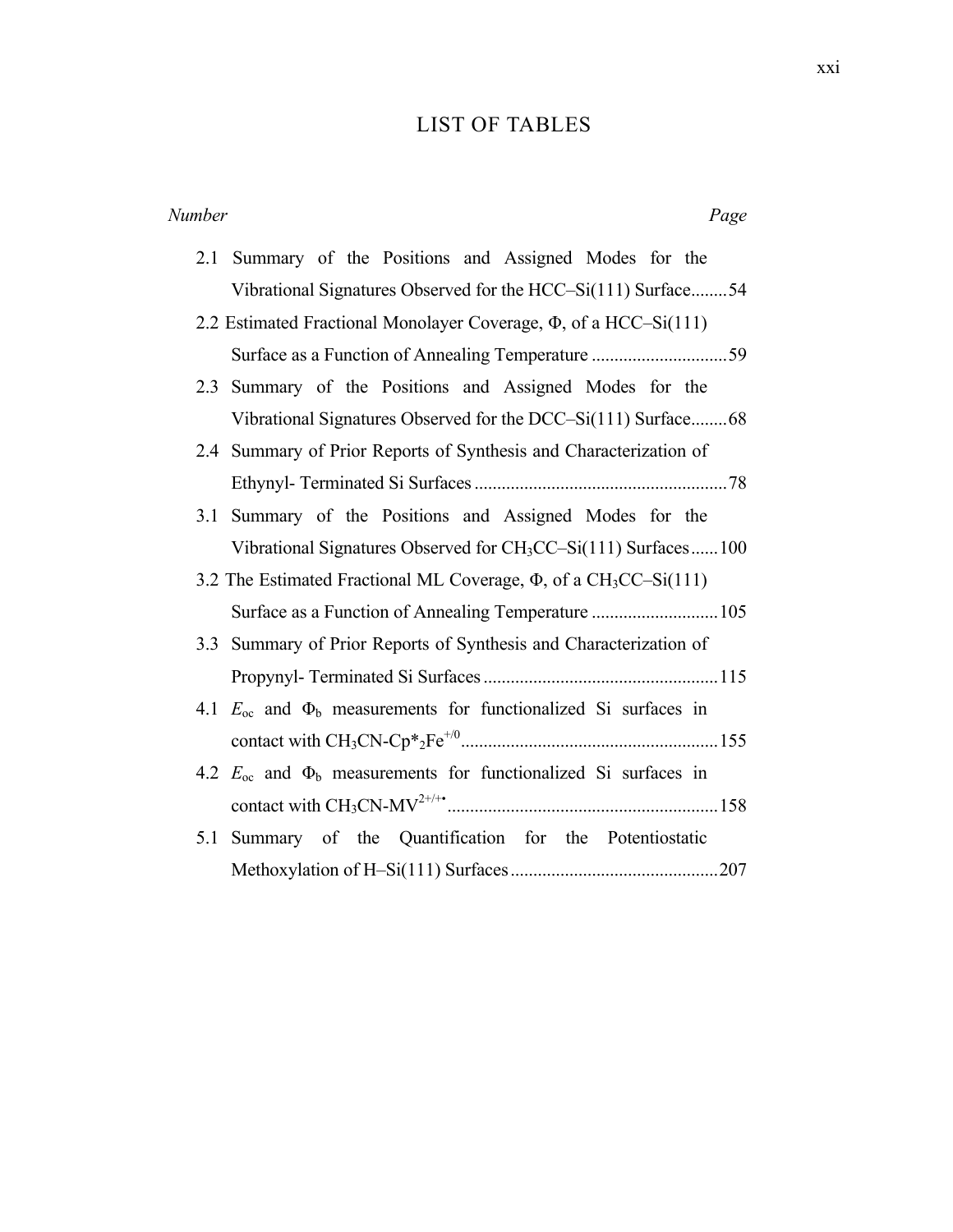# LIST OF TABLES

*Number* *Page*

2.1 Summary of the Positions and Assigned Modes for the Vibrational Signatures Observed for the HCC–Si(111) Surface........54

2.2 Estimated Fractional Monolayer Coverage, Φ, of a HCC–Si(111) Surface as a Function of Annealing Temperature .............................59

2.3 Summary of the Positions and Assigned Modes for the Vibrational Signatures Observed for the DCC–Si(111) Surface........68

2.4 Summary of Prior Reports of Synthesis and Characterization of Ethynyl- Terminated Si Surfaces........................................................78

3.1 Summary of the Positions and Assigned Modes for the Vibrational Signatures Observed for $CH_3CC$–Si(111) Surfaces......100

3.2 The Estimated Fractional ML Coverage, Φ, of a $CH_3CC$–Si(111) Surface as a Function of Annealing Temperature ............................105

3.3 Summary of Prior Reports of Synthesis and Characterization of Propynyl- Terminated Si Surfaces....................................................115

4.1 $E_{oc}$ and $\Phi_b$ measurements for functionalized Si surfaces in contact with $CH_3CN$-$Cp^*_2Fe^{+/0}$........................................................155

4.2 $E_{oc}$ and $\Phi_b$ measurements for functionalized Si surfaces in contact with $CH_3CN$-$MV^{2+/+\bullet}$...........................................................158

5.1 Summary of the Quantification for the Potentiostatic Methoxylation of H–Si(111) Surfaces..............................................207